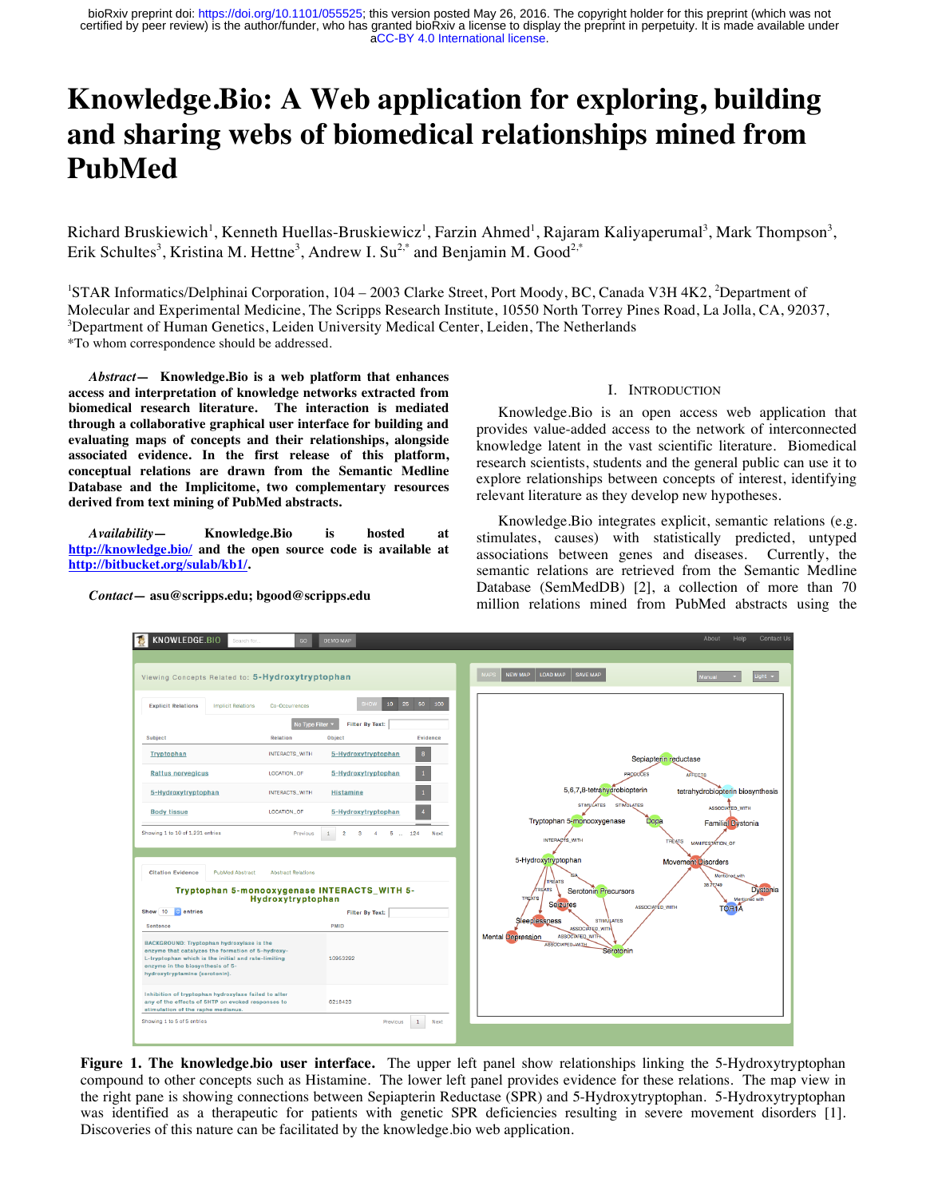bioRxiv preprint doi: https://doi.org/10.1101/055525; this version posted May 26, 2016. The copyright holder for this preprint (which was not certified by peer review) is the author/funder, who has granted bioRxiv a license to display the preprint in perpetuity. It is made available under aCC-BY 4.0 International license.

# Knowledge.Bio: A Web application for exploring, building and sharing webs of biomedical relationships mined from PubMed

Richard Bruskiewich[1], Kenneth Huellas-Bruskiewicz[1], Farzin Ahmed[1], Rajaram Kaliyaperumal[3], Mark Thompson[3], Erik Schultes[3], Kristina M. Hettne[3], Andrew I. Su[2,*] and Benjamin M. Good[2,*]

[1]STAR Informatics/Delphinai Corporation, 104 – 2003 Clarke Street, Port Moody, BC, Canada V3H 4K2, [2]Department of Molecular and Experimental Medicine, The Scripps Research Institute, 10550 North Torrey Pines Road, La Jolla, CA, 92037, [3]Department of Human Genetics, Leiden University Medical Center, Leiden, The Netherlands
*To whom correspondence should be addressed.

***Abstract*— Knowledge.Bio is a web platform that enhances access and interpretation of knowledge networks extracted from biomedical research literature. The interaction is mediated through a collaborative graphical user interface for building and evaluating maps of concepts and their relationships, alongside associated evidence. In the first release of this platform, conceptual relations are drawn from the Semantic Medline Database and the Implicitome, two complementary resources derived from text mining of PubMed abstracts.**

***Availability*— Knowledge.Bio is hosted at http://knowledge.bio/ and the open source code is available at http://bitbucket.org/sulab/kb1/.**

***Contact*— asu@scripps.edu; bgood@scripps.edu**

## I. Introduction

Knowledge.Bio is an open access web application that provides value-added access to the network of interconnected knowledge latent in the vast scientific literature. Biomedical research scientists, students and the general public can use it to explore relationships between concepts of interest, identifying relevant literature as they develop new hypotheses.

Knowledge.Bio integrates explicit, semantic relations (e.g. stimulates, causes) with statistically predicted, untyped associations between genes and diseases. Currently, the semantic relations are retrieved from the Semantic Medline Database (SemMedDB) [2], a collection of more than 70 million relations mined from PubMed abstracts using the

**Figure 1. The knowledge.bio user interface.** The upper left panel show relationships linking the 5-Hydroxytryptophan compound to other concepts such as Histamine. The lower left panel provides evidence for these relations. The map view in the right pane is showing connections between Sepiapterin Reductase (SPR) and 5-Hydroxytryptophan. 5-Hydroxytryptophan was identified as a therapeutic for patients with genetic SPR deficiencies resulting in severe movement disorders [1]. Discoveries of this nature can be facilitated by the knowledge.bio web application.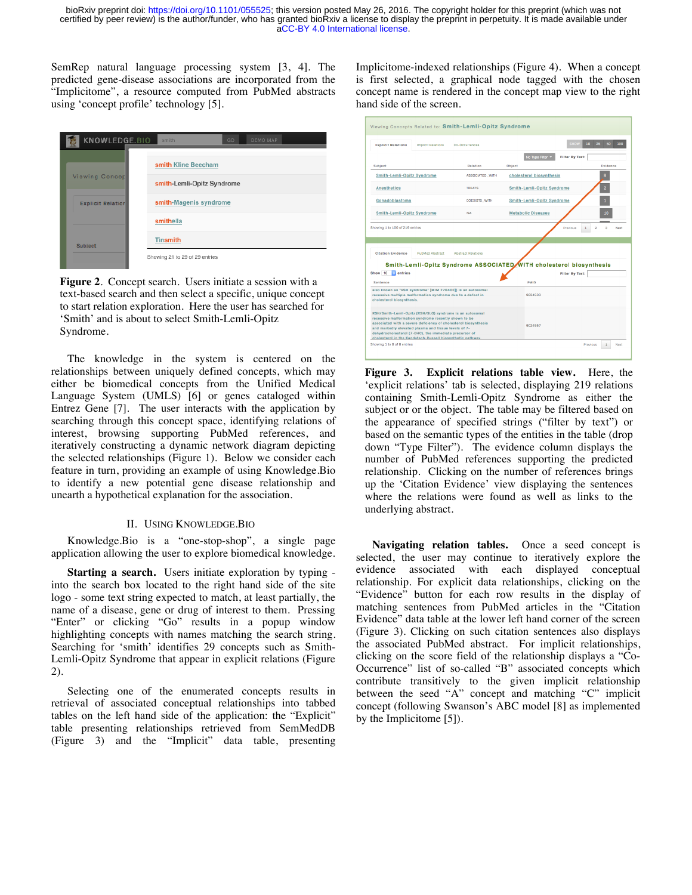SemRep natural language processing system [3, 4]. The predicted gene-disease associations are incorporated from the "Implicitome", a resource computed from PubMed abstracts using 'concept profile' technology [5].

**Figure 2**. Concept search. Users initiate a session with a text-based search and then select a specific, unique concept to start relation exploration. Here the user has searched for 'Smith' and is about to select Smith-Lemli-Opitz Syndrome.

The knowledge in the system is centered on the relationships between uniquely defined concepts, which may either be biomedical concepts from the Unified Medical Language System (UMLS) [6] or genes cataloged within Entrez Gene [7]. The user interacts with the application by searching through this concept space, identifying relations of interest, browsing supporting PubMed references, and iteratively constructing a dynamic network diagram depicting the selected relationships (Figure 1). Below we consider each feature in turn, providing an example of using Knowledge.Bio to identify a new potential gene disease relationship and unearth a hypothetical explanation for the association.

## II. Using Knowledge.Bio

Knowledge.Bio is a "one-stop-shop", a single page application allowing the user to explore biomedical knowledge.

**Starting a search.** Users initiate exploration by typing - into the search box located to the right hand side of the site logo - some text string expected to match, at least partially, the name of a disease, gene or drug of interest to them. Pressing "Enter" or clicking "Go" results in a popup window highlighting concepts with names matching the search string. Searching for 'smith' identifies 29 concepts such as Smith-Lemli-Opitz Syndrome that appear in explicit relations (Figure 2).

Selecting one of the enumerated concepts results in retrieval of associated conceptual relationships into tabbed tables on the left hand side of the application: the "Explicit" table presenting relationships retrieved from SemMedDB (Figure 3) and the "Implicit" data table, presenting Implicitome-indexed relationships (Figure 4). When a concept is first selected, a graphical node tagged with the chosen concept name is rendered in the concept map view to the right hand side of the screen.

**Figure 3. Explicit relations table view.** Here, the 'explicit relations' tab is selected, displaying 219 relations containing Smith-Lemli-Opitz Syndrome as either the subject or or the object. The table may be filtered based on the appearance of specified strings ("filter by text") or based on the semantic types of the entities in the table (drop down "Type Filter"). The evidence column displays the number of PubMed references supporting the predicted relationship. Clicking on the number of references brings up the 'Citation Evidence' view displaying the sentences where the relations were found as well as links to the underlying abstract.

**Navigating relation tables.** Once a seed concept is selected, the user may continue to iteratively explore the evidence associated with each displayed conceptual relationship. For explicit data relationships, clicking on the "Evidence" button for each row results in the display of matching sentences from PubMed articles in the "Citation Evidence" data table at the lower left hand corner of the screen (Figure 3). Clicking on such citation sentences also displays the associated PubMed abstract. For implicit relationships, clicking on the score field of the relationship displays a "Co-Occurrence" list of so-called "B" associated concepts which contribute transitively to the given implicit relationship between the seed "A" concept and matching "C" implicit concept (following Swanson's ABC model [8] as implemented by the Implicitome [5]).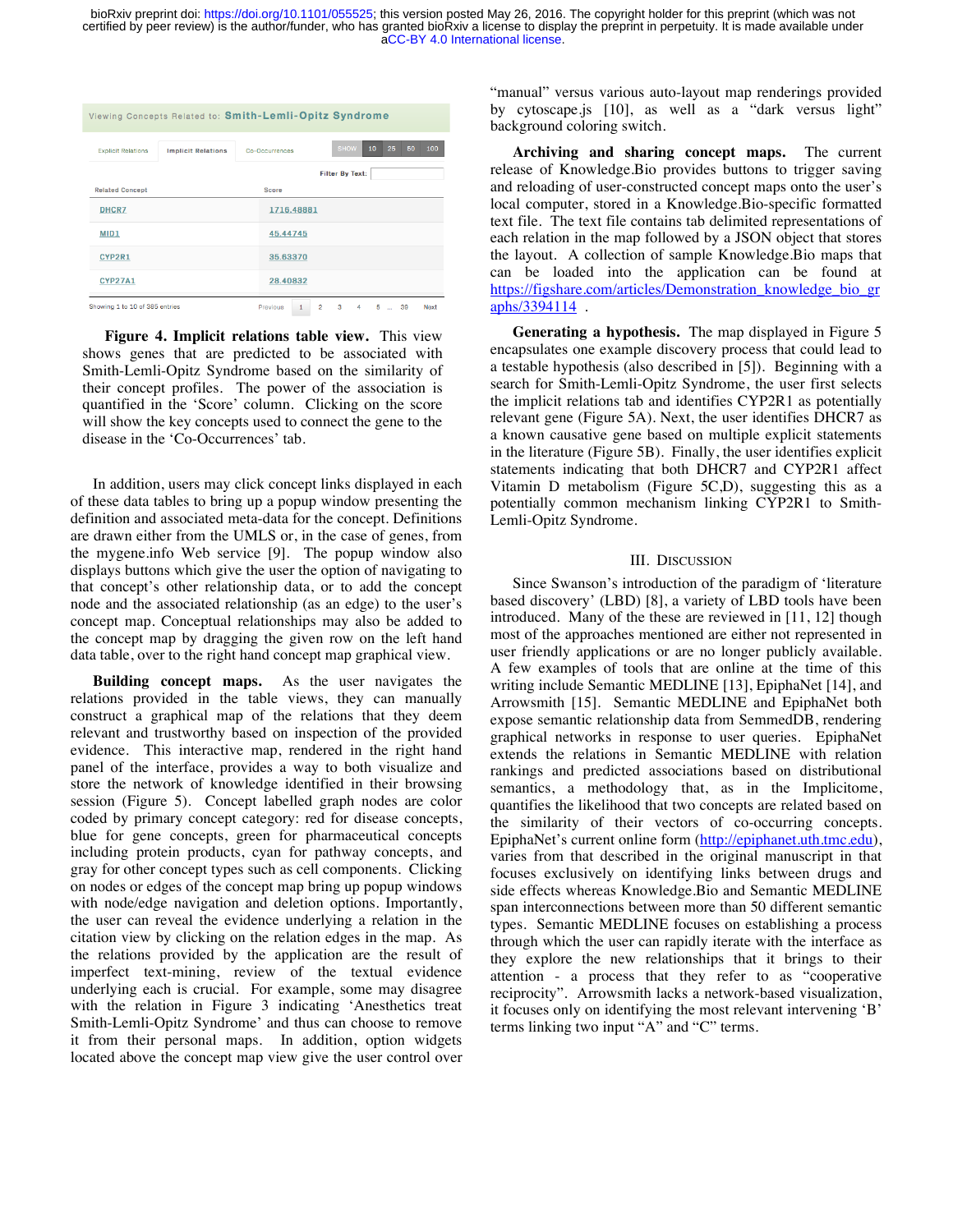| Related Concept | Score |
| --- | --- |
| DHCR7 | 1716.48881 |
| MID1 | 45.44745 |
| CYP2R1 | 35.63370 |
| CYP27A1 | 28.40832 |

**Figure 4. Implicit relations table view.** This view shows genes that are predicted to be associated with Smith-Lemli-Opitz Syndrome based on the similarity of their concept profiles. The power of the association is quantified in the 'Score' column. Clicking on the score will show the key concepts used to connect the gene to the disease in the 'Co-Occurrences' tab.

In addition, users may click concept links displayed in each of these data tables to bring up a popup window presenting the definition and associated meta-data for the concept. Definitions are drawn either from the UMLS or, in the case of genes, from the mygene.info Web service [9]. The popup window also displays buttons which give the user the option of navigating to that concept's other relationship data, or to add the concept node and the associated relationship (as an edge) to the user's concept map. Conceptual relationships may also be added to the concept map by dragging the given row on the left hand data table, over to the right hand concept map graphical view.

**Building concept maps.** As the user navigates the relations provided in the table views, they can manually construct a graphical map of the relations that they deem relevant and trustworthy based on inspection of the provided evidence. This interactive map, rendered in the right hand panel of the interface, provides a way to both visualize and store the network of knowledge identified in their browsing session (Figure 5). Concept labelled graph nodes are color coded by primary concept category: red for disease concepts, blue for gene concepts, green for pharmaceutical concepts including protein products, cyan for pathway concepts, and gray for other concept types such as cell components. Clicking on nodes or edges of the concept map bring up popup windows with node/edge navigation and deletion options. Importantly, the user can reveal the evidence underlying a relation in the citation view by clicking on the relation edges in the map. As the relations provided by the application are the result of imperfect text-mining, review of the textual evidence underlying each is crucial. For example, some may disagree with the relation in Figure 3 indicating 'Anesthetics treat Smith-Lemli-Opitz Syndrome' and thus can choose to remove it from their personal maps. In addition, option widgets located above the concept map view give the user control over "manual" versus various auto-layout map renderings provided by cytoscape.js [10], as well as a "dark versus light" background coloring switch.

**Archiving and sharing concept maps.** The current release of Knowledge.Bio provides buttons to trigger saving and reloading of user-constructed concept maps onto the user's local computer, stored in a Knowledge.Bio-specific formatted text file. The text file contains tab delimited representations of each relation in the map followed by a JSON object that stores the layout. A collection of sample Knowledge.Bio maps that can be loaded into the application can be found at https://figshare.com/articles/Demonstration_knowledge_bio_graphs/3394114 .

**Generating a hypothesis.** The map displayed in Figure 5 encapsulates one example discovery process that could lead to a testable hypothesis (also described in [5]). Beginning with a search for Smith-Lemli-Opitz Syndrome, the user first selects the implicit relations tab and identifies CYP2R1 as potentially relevant gene (Figure 5A). Next, the user identifies DHCR7 as a known causative gene based on multiple explicit statements in the literature (Figure 5B). Finally, the user identifies explicit statements indicating that both DHCR7 and CYP2R1 affect Vitamin D metabolism (Figure 5C,D), suggesting this as a potentially common mechanism linking CYP2R1 to Smith-Lemli-Opitz Syndrome.

## III. Discussion

Since Swanson's introduction of the paradigm of 'literature based discovery' (LBD) [8], a variety of LBD tools have been introduced. Many of the these are reviewed in [11, 12] though most of the approaches mentioned are either not represented in user friendly applications or are no longer publicly available. A few examples of tools that are online at the time of this writing include Semantic MEDLINE [13], EpiphaNet [14], and Arrowsmith [15]. Semantic MEDLINE and EpiphaNet both expose semantic relationship data from SemmedDB, rendering graphical networks in response to user queries. EpiphaNet extends the relations in Semantic MEDLINE with relation rankings and predicted associations based on distributional semantics, a methodology that, as in the Implicitome, quantifies the likelihood that two concepts are related based on the similarity of their vectors of co-occurring concepts. EpiphaNet's current online form (http://epiphanet.uth.tmc.edu), varies from that described in the original manuscript in that focuses exclusively on identifying links between drugs and side effects whereas Knowledge.Bio and Semantic MEDLINE span interconnections between more than 50 different semantic types. Semantic MEDLINE focuses on establishing a process through which the user can rapidly iterate with the interface as they explore the new relationships that it brings to their attention - a process that they refer to as "cooperative reciprocity". Arrowsmith lacks a network-based visualization, it focuses only on identifying the most relevant intervening 'B' terms linking two input "A" and "C" terms.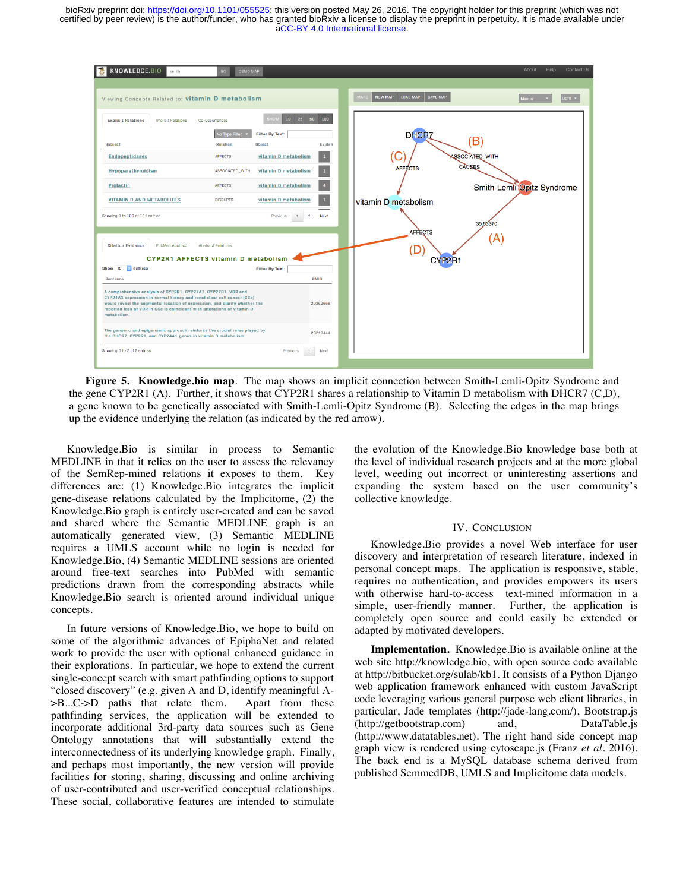**Figure 5. Knowledge.bio map**. The map shows an implicit connection between Smith-Lemli-Opitz Syndrome and the gene CYP2R1 (A). Further, it shows that CYP2R1 shares a relationship to Vitamin D metabolism with DHCR7 (C,D), a gene known to be genetically associated with Smith-Lemli-Opitz Syndrome (B). Selecting the edges in the map brings up the evidence underlying the relation (as indicated by the red arrow).

Knowledge.Bio is similar in process to Semantic MEDLINE in that it relies on the user to assess the relevancy of the SemRep-mined relations it exposes to them. Key differences are: (1) Knowledge.Bio integrates the implicit gene-disease relations calculated by the Implicitome, (2) the Knowledge.Bio graph is entirely user-created and can be saved and shared where the Semantic MEDLINE graph is an automatically generated view, (3) Semantic MEDLINE requires a UMLS account while no login is needed for Knowledge.Bio, (4) Semantic MEDLINE sessions are oriented around free-text searches into PubMed with semantic predictions drawn from the corresponding abstracts while Knowledge.Bio search is oriented around individual unique concepts.

In future versions of Knowledge.Bio, we hope to build on some of the algorithmic advances of EpiphaNet and related work to provide the user with optional enhanced guidance in their explorations. In particular, we hope to extend the current single-concept search with smart pathfinding options to support "closed discovery" (e.g. given A and D, identify meaningful A->B...C->D paths that relate them. Apart from these pathfinding services, the application will be extended to incorporate additional 3rd-party data sources such as Gene Ontology annotations that will substantially extend the interconnectedness of its underlying knowledge graph. Finally, and perhaps most importantly, the new version will provide facilities for storing, sharing, discussing and online archiving of user-contributed and user-verified conceptual relationships. These social, collaborative features are intended to stimulate the evolution of the Knowledge.Bio knowledge base both at the level of individual research projects and at the more global level, weeding out incorrect or uninteresting assertions and expanding the system based on the user community's collective knowledge.

## IV. Conclusion

Knowledge.Bio provides a novel Web interface for user discovery and interpretation of research literature, indexed in personal concept maps. The application is responsive, stable, requires no authentication, and provides empowers its users with otherwise hard-to-access text-mined information in a simple, user-friendly manner. Further, the application is completely open source and could easily be extended or adapted by motivated developers.

**Implementation.** Knowledge.Bio is available online at the web site http://knowledge.bio, with open source code available at http://bitbucket.org/sulab/kb1. It consists of a Python Django web application framework enhanced with custom JavaScript code leveraging various general purpose web client libraries, in particular, Jade templates (http://jade-lang.com/), Bootstrap.js (http://getbootstrap.com) and, DataTable.js (http://www.datatables.net). The right hand side concept map graph view is rendered using cytoscape.js (Franz *et al*. 2016). The back end is a MySQL database schema derived from published SemmedDB, UMLS and Implicitome data models.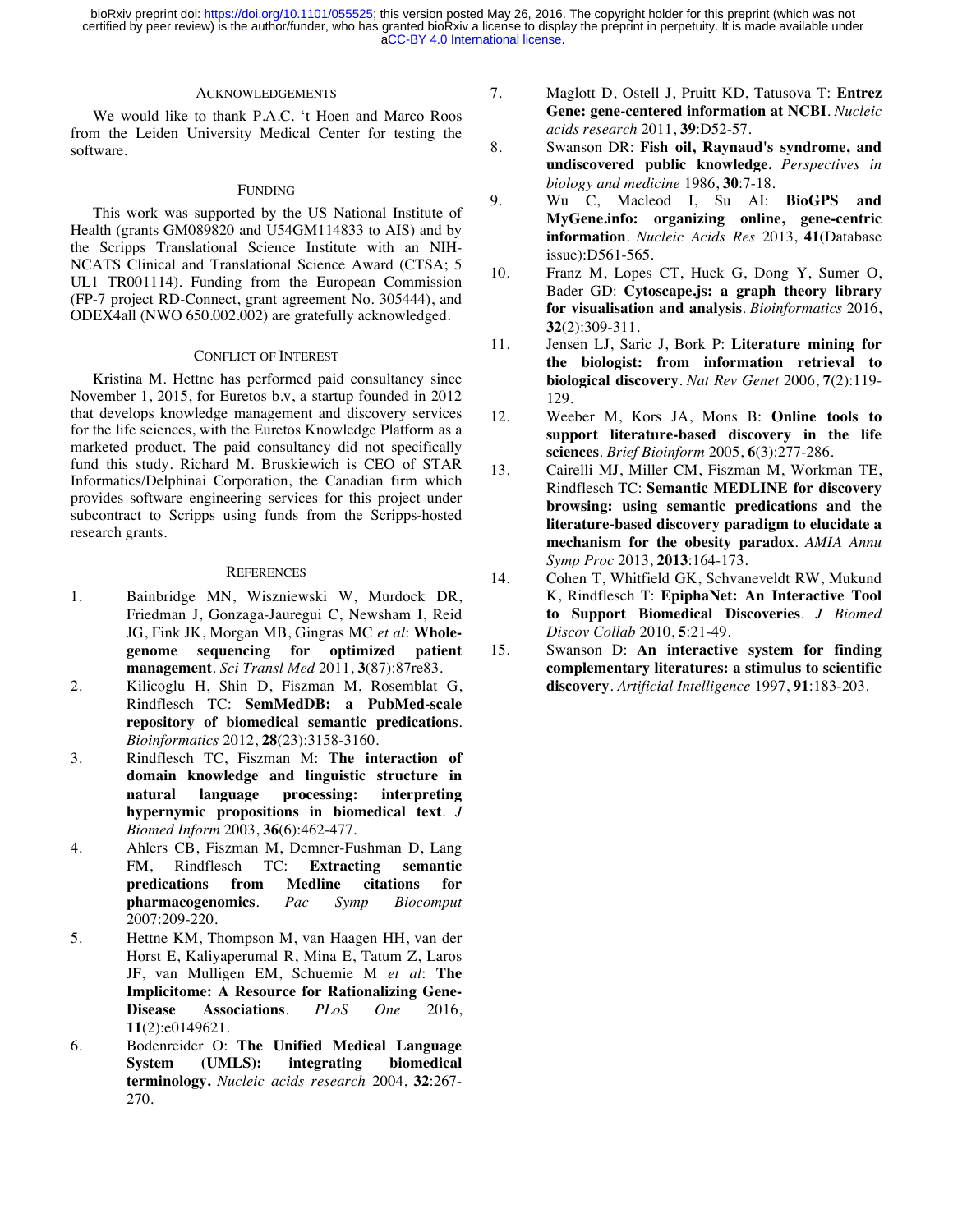## ACKNOWLEDGEMENTS

We would like to thank P.A.C. 't Hoen and Marco Roos from the Leiden University Medical Center for testing the software.

## FUNDING

This work was supported by the US National Institute of Health (grants GM089820 and U54GM114833 to AIS) and by the Scripps Translational Science Institute with an NIH-NCATS Clinical and Translational Science Award (CTSA; 5 UL1 TR001114). Funding from the European Commission (FP-7 project RD-Connect, grant agreement No. 305444), and ODEX4all (NWO 650.002.002) are gratefully acknowledged.

## CONFLICT OF INTEREST

Kristina M. Hettne has performed paid consultancy since November 1, 2015, for Euretos b.v, a startup founded in 2012 that develops knowledge management and discovery services for the life sciences, with the Euretos Knowledge Platform as a marketed product. The paid consultancy did not specifically fund this study. Richard M. Bruskiewich is CEO of STAR Informatics/Delphinai Corporation, the Canadian firm which provides software engineering services for this project under subcontract to Scripps using funds from the Scripps-hosted research grants.

## REFERENCES

1. Bainbridge MN, Wiszniewski W, Murdock DR, Friedman J, Gonzaga-Jauregui C, Newsham I, Reid JG, Fink JK, Morgan MB, Gingras MC *et al*: **Whole-genome sequencing for optimized patient management**. *Sci Transl Med* 2011, **3**(87):87re83.
2. Kilicoglu H, Shin D, Fiszman M, Rosemblat G, Rindflesch TC: **SemMedDB: a PubMed-scale repository of biomedical semantic predications**. *Bioinformatics* 2012, **28**(23):3158-3160.
3. Rindflesch TC, Fiszman M: **The interaction of domain knowledge and linguistic structure in natural language processing: interpreting hypernymic propositions in biomedical text**. *J Biomed Inform* 2003, **36**(6):462-477.
4. Ahlers CB, Fiszman M, Demner-Fushman D, Lang FM, Rindflesch TC: **Extracting semantic predications from Medline citations for pharmacogenomics**. *Pac Symp Biocomput* 2007:209-220.
5. Hettne KM, Thompson M, van Haagen HH, van der Horst E, Kaliyaperumal R, Mina E, Tatum Z, Laros JF, van Mulligen EM, Schuemie M *et al*: **The Implicitome: A Resource for Rationalizing Gene-Disease Associations**. *PLoS One* 2016, **11**(2):e0149621.
6. Bodenreider O: **The Unified Medical Language System (UMLS): integrating biomedical terminology.** *Nucleic acids research* 2004, **32**:267-270.
7. Maglott D, Ostell J, Pruitt KD, Tatusova T: **Entrez Gene: gene-centered information at NCBI**. *Nucleic acids research* 2011, **39**:D52-57.
8. Swanson DR: **Fish oil, Raynaud's syndrome, and undiscovered public knowledge.** *Perspectives in biology and medicine* 1986, **30**:7-18.
9. Wu C, Macleod I, Su AI: **BioGPS and MyGene.info: organizing online, gene-centric information**. *Nucleic Acids Res* 2013, **41**(Database issue):D561-565.
10. Franz M, Lopes CT, Huck G, Dong Y, Sumer O, Bader GD: **Cytoscape.js: a graph theory library for visualisation and analysis**. *Bioinformatics* 2016, **32**(2):309-311.
11. Jensen LJ, Saric J, Bork P: **Literature mining for the biologist: from information retrieval to biological discovery**. *Nat Rev Genet* 2006, **7**(2):119-129.
12. Weeber M, Kors JA, Mons B: **Online tools to support literature-based discovery in the life sciences**. *Brief Bioinform* 2005, **6**(3):277-286.
13. Cairelli MJ, Miller CM, Fiszman M, Workman TE, Rindflesch TC: **Semantic MEDLINE for discovery browsing: using semantic predications and the literature-based discovery paradigm to elucidate a mechanism for the obesity paradox**. *AMIA Annu Symp Proc* 2013, **2013**:164-173.
14. Cohen T, Whitfield GK, Schvaneveldt RW, Mukund K, Rindflesch T: **EpiphaNet: An Interactive Tool to Support Biomedical Discoveries**. *J Biomed Discov Collab* 2010, **5**:21-49.
15. Swanson D: **An interactive system for finding complementary literatures: a stimulus to scientific discovery**. *Artificial Intelligence* 1997, **91**:183-203.